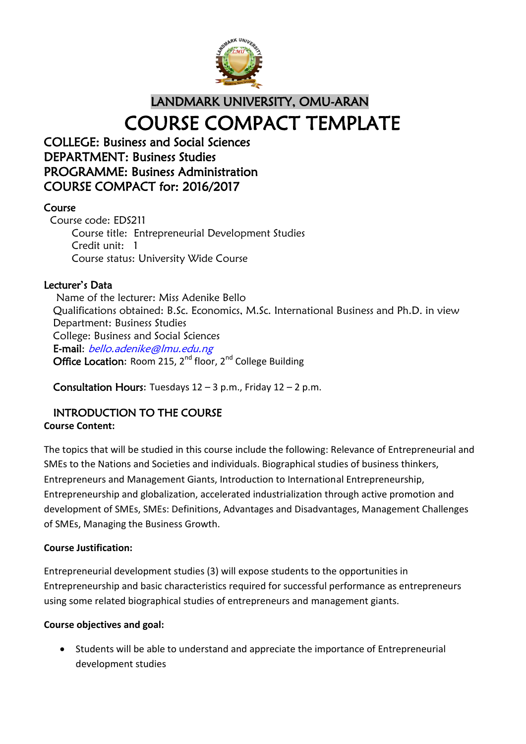# LANDMARK UNIVERSITY, OMU-ARAN

# COURSE COMPACT TEMPLATE

## COLLEGE: Business and Social Sciences
## DEPARTMENT: Business Studies
## PROGRAMME: Business Administration
## COURSE COMPACT for: 2016/2017

### Course

Course code: EDS211

Course title: Entrepreneurial Development Studies

Credit unit: 1

Course status: University Wide Course

### Lecturer's Data

Name of the lecturer: Miss Adenike Bello

Qualifications obtained: B.Sc. Economics, M.Sc. International Business and Ph.D. in view

Department: Business Studies

College: Business and Social Sciences

**E-mail**: *bello.adenike@lmu.edu.ng*

**Office Location**: Room 215, 2nd floor, 2nd College Building

**Consultation Hours**: Tuesdays 12 – 3 p.m., Friday 12 – 2 p.m.

### INTRODUCTION TO THE COURSE

**Course Content:**

The topics that will be studied in this course include the following: Relevance of Entrepreneurial and SMEs to the Nations and Societies and individuals. Biographical studies of business thinkers, Entrepreneurs and Management Giants, Introduction to International Entrepreneurship, Entrepreneurship and globalization, accelerated industrialization through active promotion and development of SMEs, SMEs: Definitions, Advantages and Disadvantages, Management Challenges of SMEs, Managing the Business Growth.

**Course Justification:**

Entrepreneurial development studies (3) will expose students to the opportunities in Entrepreneurship and basic characteristics required for successful performance as entrepreneurs using some related biographical studies of entrepreneurs and management giants.

**Course objectives and goal:**

- Students will be able to understand and appreciate the importance of Entrepreneurial development studies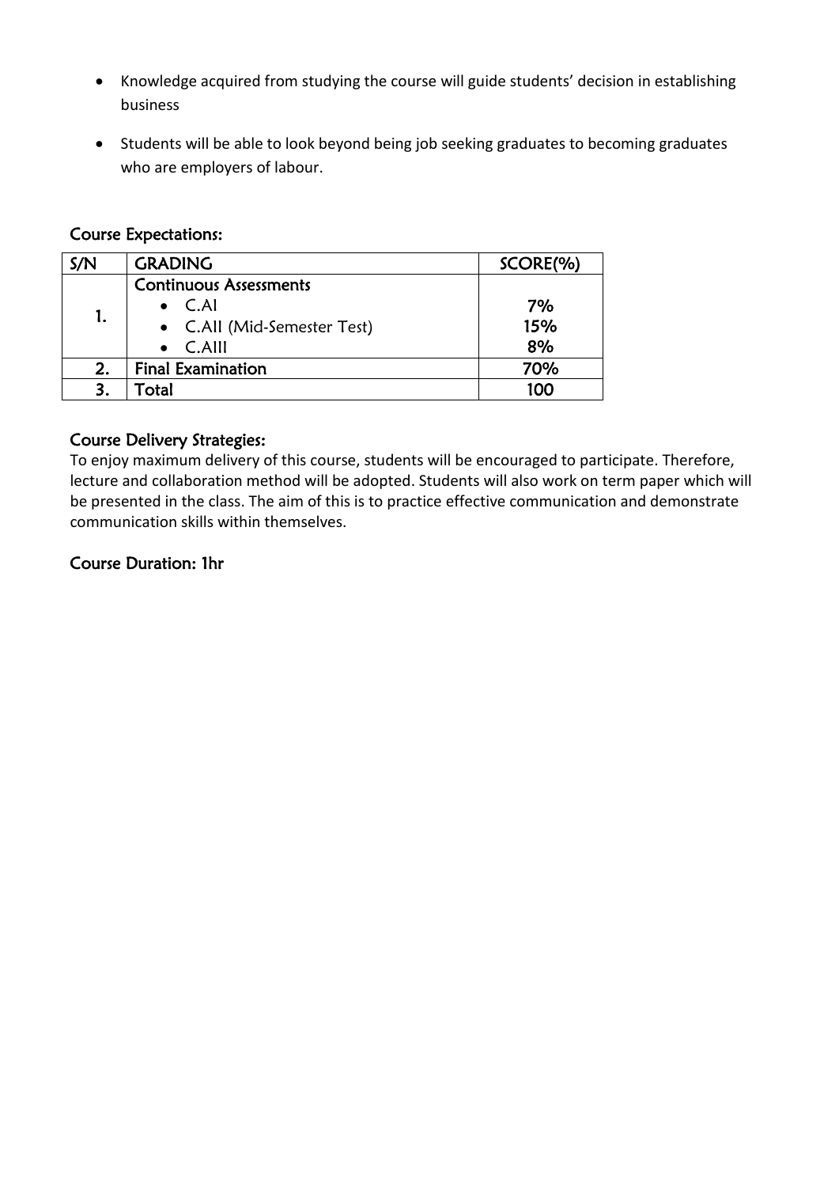- Knowledge acquired from studying the course will guide students' decision in establishing business
- Students will be able to look beyond being job seeking graduates to becoming graduates who are employers of labour.

## Course Expectations:

| S/N | GRADING | SCORE(%) |
|---|---|---|
| 1. | **Continuous Assessments**<br>• C.AI<br>• C.AII (Mid-Semester Test)<br>• C.AIII | <br>**7%**<br>**15%**<br>**8%** |
| 2. | **Final Examination** | **70%** |
| 3. | **Total** | **100** |

## Course Delivery Strategies:

To enjoy maximum delivery of this course, students will be encouraged to participate. Therefore, lecture and collaboration method will be adopted. Students will also work on term paper which will be presented in the class. The aim of this is to practice effective communication and demonstrate communication skills within themselves.

## Course Duration: 1hr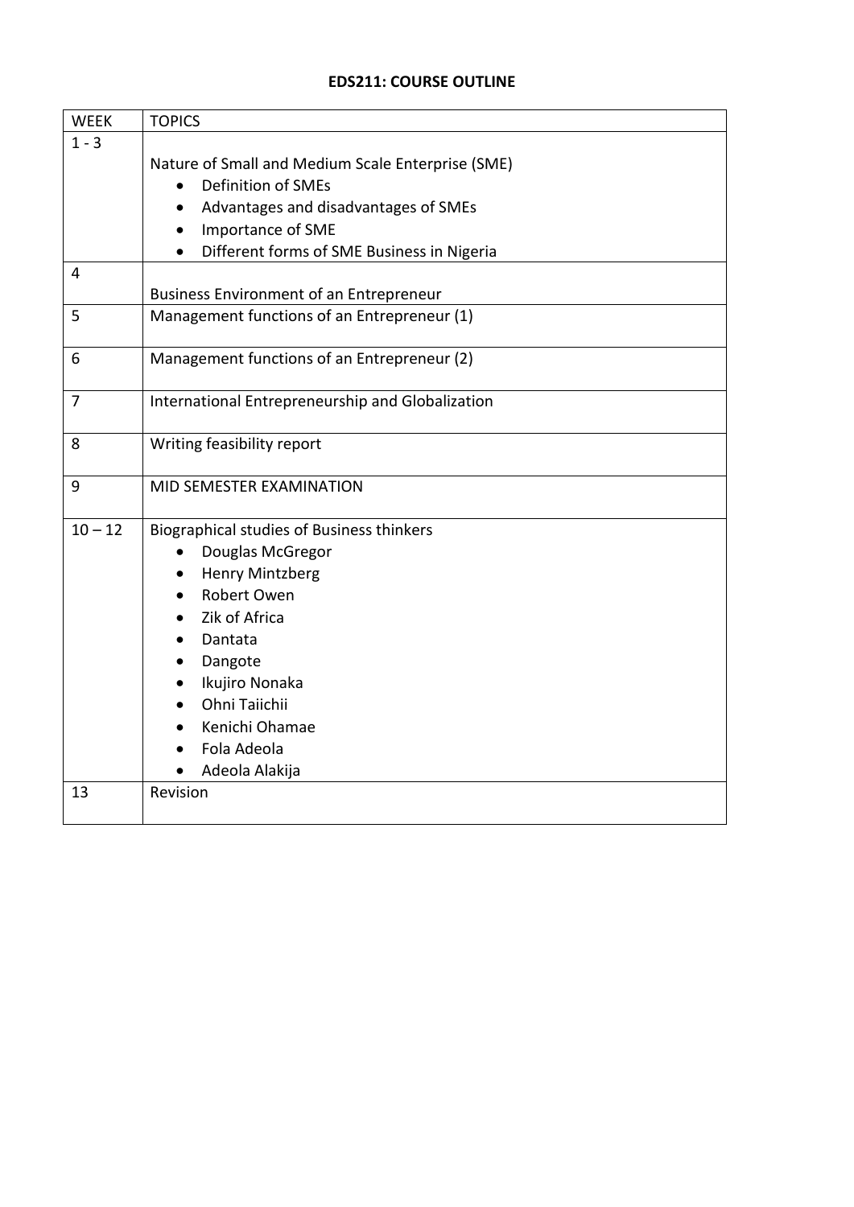**EDS211: COURSE OUTLINE**

| WEEK | TOPICS |
|---|---|
| 1 - 3 | Nature of Small and Medium Scale Enterprise (SME)<br>• Definition of SMEs<br>• Advantages and disadvantages of SMEs<br>• Importance of SME<br>• Different forms of SME Business in Nigeria |
| 4 | Business Environment of an Entrepreneur |
| 5 | Management functions of an Entrepreneur (1) |
| 6 | Management functions of an Entrepreneur (2) |
| 7 | International Entrepreneurship and Globalization |
| 8 | Writing feasibility report |
| 9 | MID SEMESTER EXAMINATION |
| 10 – 12 | Biographical studies of Business thinkers<br>• Douglas McGregor<br>• Henry Mintzberg<br>• Robert Owen<br>• Zik of Africa<br>• Dantata<br>• Dangote<br>• Ikujiro Nonaka<br>• Ohni Taiichii<br>• Kenichi Ohamae<br>• Fola Adeola<br>• Adeola Alakija |
| 13 | Revision |